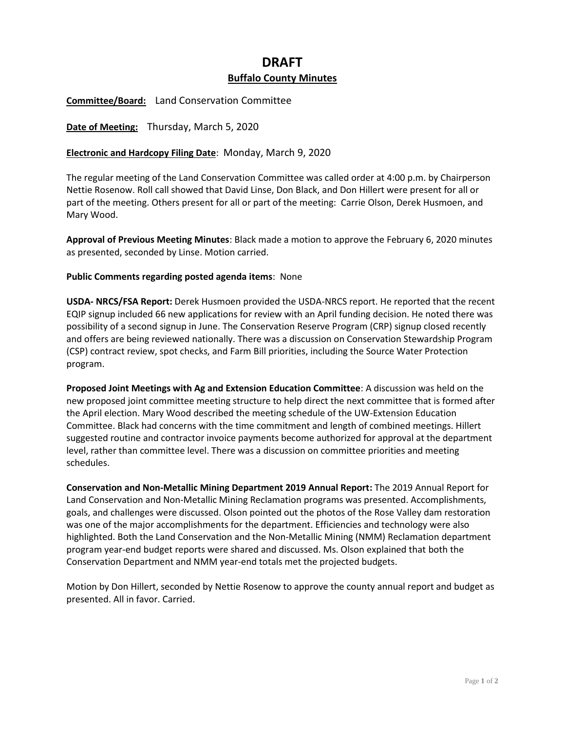# DRAFT

## Buffalo County Minutes

**Committee/Board:** Land Conservation Committee

**Date of Meeting:** Thursday, March 5, 2020

**Electronic and Hardcopy Filing Date**: Monday, March 9, 2020

The regular meeting of the Land Conservation Committee was called order at 4:00 p.m. by Chairperson Nettie Rosenow. Roll call showed that David Linse, Don Black, and Don Hillert were present for all or part of the meeting. Others present for all or part of the meeting: Carrie Olson, Derek Husmoen, and Mary Wood.

**Approval of Previous Meeting Minutes**: Black made a motion to approve the February 6, 2020 minutes as presented, seconded by Linse. Motion carried.

**Public Comments regarding posted agenda items**: None

**USDA- NRCS/FSA Report:** Derek Husmoen provided the USDA-NRCS report. He reported that the recent EQIP signup included 66 new applications for review with an April funding decision. He noted there was possibility of a second signup in June. The Conservation Reserve Program (CRP) signup closed recently and offers are being reviewed nationally. There was a discussion on Conservation Stewardship Program (CSP) contract review, spot checks, and Farm Bill priorities, including the Source Water Protection program.

**Proposed Joint Meetings with Ag and Extension Education Committee**: A discussion was held on the new proposed joint committee meeting structure to help direct the next committee that is formed after the April election. Mary Wood described the meeting schedule of the UW-Extension Education Committee. Black had concerns with the time commitment and length of combined meetings. Hillert suggested routine and contractor invoice payments become authorized for approval at the department level, rather than committee level. There was a discussion on committee priorities and meeting schedules.

**Conservation and Non-Metallic Mining Department 2019 Annual Report:** The 2019 Annual Report for Land Conservation and Non-Metallic Mining Reclamation programs was presented. Accomplishments, goals, and challenges were discussed. Olson pointed out the photos of the Rose Valley dam restoration was one of the major accomplishments for the department. Efficiencies and technology were also highlighted. Both the Land Conservation and the Non-Metallic Mining (NMM) Reclamation department program year-end budget reports were shared and discussed. Ms. Olson explained that both the Conservation Department and NMM year-end totals met the projected budgets.

Motion by Don Hillert, seconded by Nettie Rosenow to approve the county annual report and budget as presented. All in favor. Carried.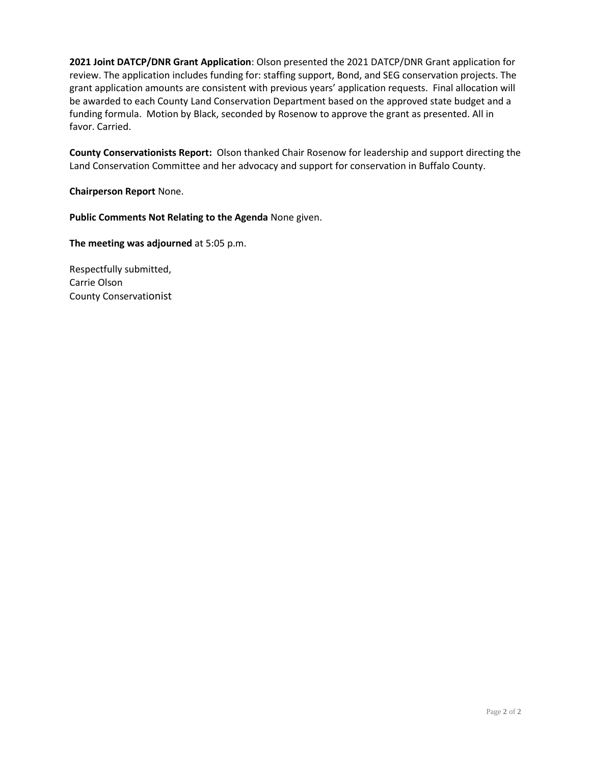**2021 Joint DATCP/DNR Grant Application**: Olson presented the 2021 DATCP/DNR Grant application for review. The application includes funding for: staffing support, Bond, and SEG conservation projects. The grant application amounts are consistent with previous years' application requests. Final allocation will be awarded to each County Land Conservation Department based on the approved state budget and a funding formula. Motion by Black, seconded by Rosenow to approve the grant as presented. All in favor. Carried.

**County Conservationists Report:** Olson thanked Chair Rosenow for leadership and support directing the Land Conservation Committee and her advocacy and support for conservation in Buffalo County.

**Chairperson Report** None.

**Public Comments Not Relating to the Agenda** None given.

**The meeting was adjourned** at 5:05 p.m.

Respectfully submitted,
Carrie Olson
County Conservationist